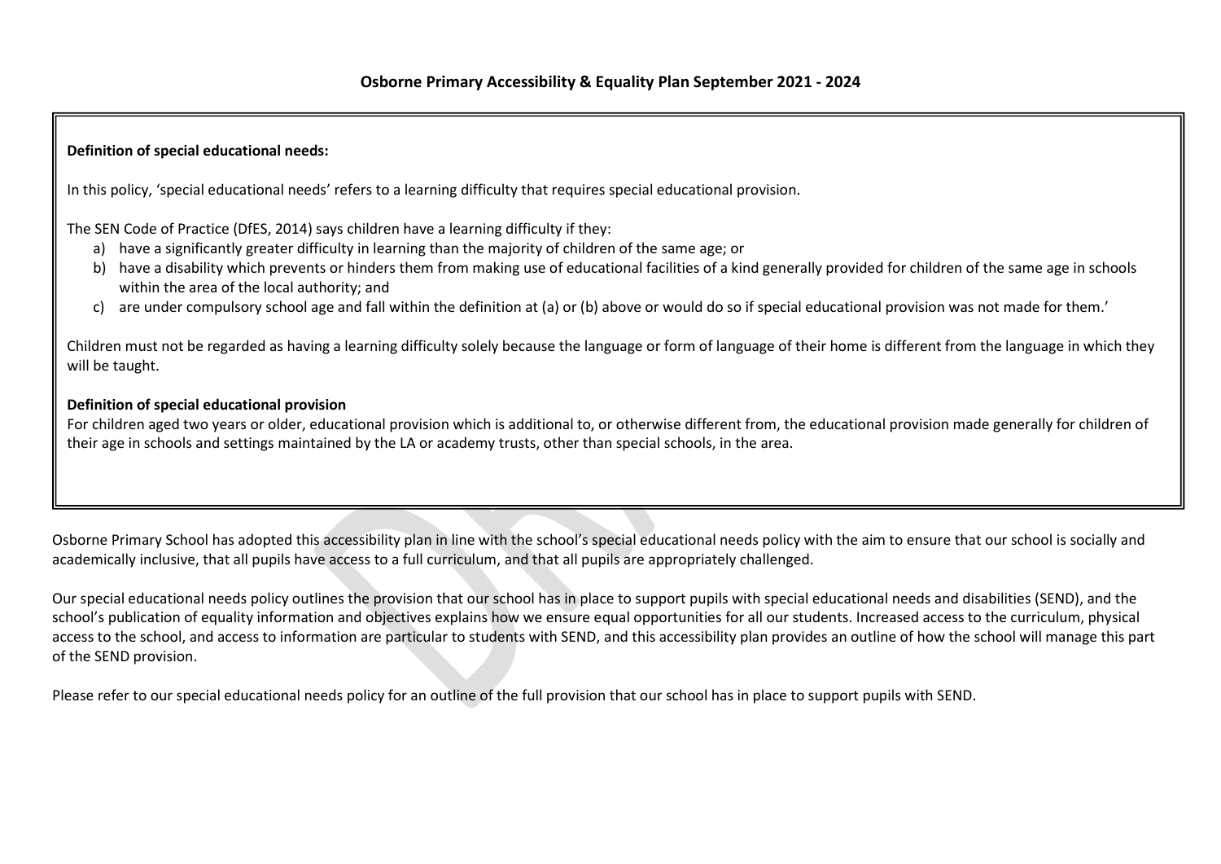# Osborne Primary Accessibility & Equality Plan September 2021 - 2024

**Definition of special educational needs:**

In this policy, 'special educational needs' refers to a learning difficulty that requires special educational provision.

The SEN Code of Practice (DfES, 2014) says children have a learning difficulty if they:

a) have a significantly greater difficulty in learning than the majority of children of the same age; or
b) have a disability which prevents or hinders them from making use of educational facilities of a kind generally provided for children of the same age in schools within the area of the local authority; and
c) are under compulsory school age and fall within the definition at (a) or (b) above or would do so if special educational provision was not made for them.'

Children must not be regarded as having a learning difficulty solely because the language or form of language of their home is different from the language in which they will be taught.

**Definition of special educational provision**

For children aged two years or older, educational provision which is additional to, or otherwise different from, the educational provision made generally for children of their age in schools and settings maintained by the LA or academy trusts, other than special schools, in the area.

Osborne Primary School has adopted this accessibility plan in line with the school's special educational needs policy with the aim to ensure that our school is socially and academically inclusive, that all pupils have access to a full curriculum, and that all pupils are appropriately challenged.

Our special educational needs policy outlines the provision that our school has in place to support pupils with special educational needs and disabilities (SEND), and the school's publication of equality information and objectives explains how we ensure equal opportunities for all our students. Increased access to the curriculum, physical access to the school, and access to information are particular to students with SEND, and this accessibility plan provides an outline of how the school will manage this part of the SEND provision.

Please refer to our special educational needs policy for an outline of the full provision that our school has in place to support pupils with SEND.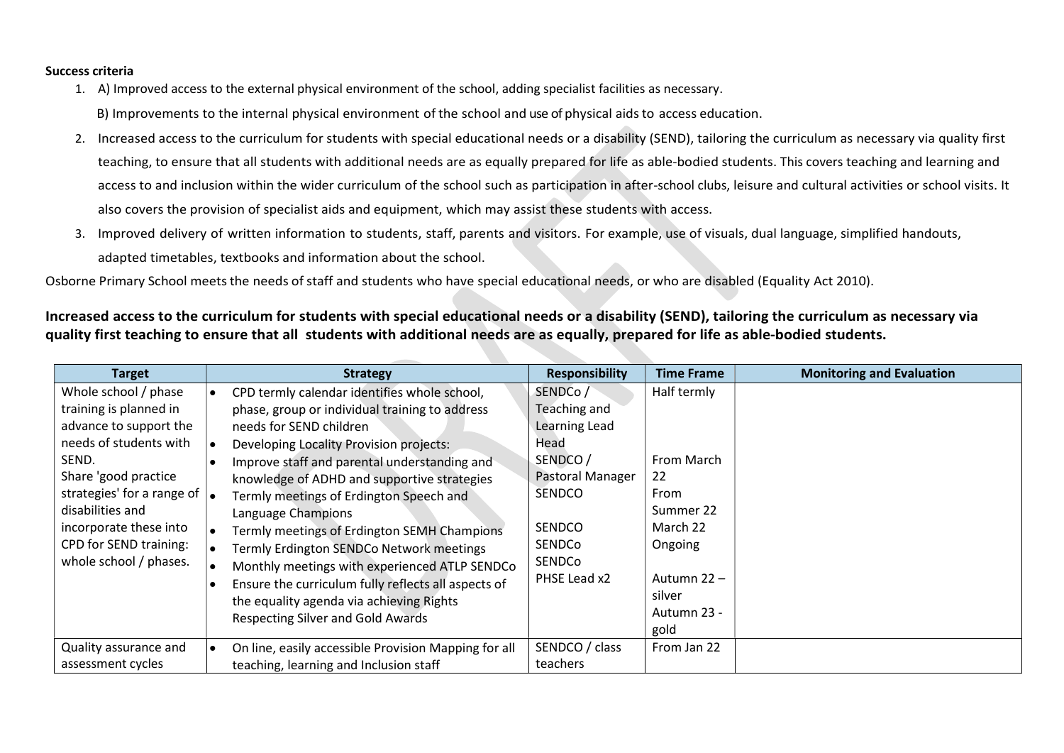**Success criteria**

1. A) Improved access to the external physical environment of the school, adding specialist facilities as necessary.

   B) Improvements to the internal physical environment of the school and use of physical aids to access education.

2. Increased access to the curriculum for students with special educational needs or a disability (SEND), tailoring the curriculum as necessary via quality first teaching, to ensure that all students with additional needs are as equally prepared for life as able-bodied students. This covers teaching and learning and access to and inclusion within the wider curriculum of the school such as participation in after-school clubs, leisure and cultural activities or school visits. It also covers the provision of specialist aids and equipment, which may assist these students with access.
3. Improved delivery of written information to students, staff, parents and visitors. For example, use of visuals, dual language, simplified handouts, adapted timetables, textbooks and information about the school.

Osborne Primary School meets the needs of staff and students who have special educational needs, or who are disabled (Equality Act 2010).

## Increased access to the curriculum for students with special educational needs or a disability (SEND), tailoring the curriculum as necessary via quality first teaching to ensure that all students with additional needs are as equally, prepared for life as able-bodied students.

| Target | Strategy | Responsibility | Time Frame | Monitoring and Evaluation |
|---|---|---|---|---|
| Whole school / phase training is planned in advance to support the needs of students with SEND.<br>Share 'good practice strategies' for a range of disabilities and incorporate these into CPD for SEND training: whole school / phases. | • CPD termly calendar identifies whole school, phase, group or individual training to address needs for SEND children<br>• Developing Locality Provision projects:<br>• Improve staff and parental understanding and knowledge of ADHD and supportive strategies<br>• Termly meetings of Erdington Speech and Language Champions<br>• Termly meetings of Erdington SEMH Champions<br>• Termly Erdington SENDCo Network meetings<br>• Monthly meetings with experienced ATLP SENDCo<br>• Ensure the curriculum fully reflects all aspects of the equality agenda via achieving Rights Respecting Silver and Gold Awards | SENDCo / Teaching and Learning Lead Head<br>SENDCO / Pastoral Manager<br>SENDCO<br>SENDCO<br>SENDCo<br>SENDCo<br>PHSE Lead x2 | Half termly<br>From March 22<br>From Summer 22<br>March 22<br>Ongoing<br>Autumn 22 – silver<br>Autumn 23 - gold | |
| Quality assurance and assessment cycles | • On line, easily accessible Provision Mapping for all teaching, learning and Inclusion staff | SENDCO / class teachers | From Jan 22 | |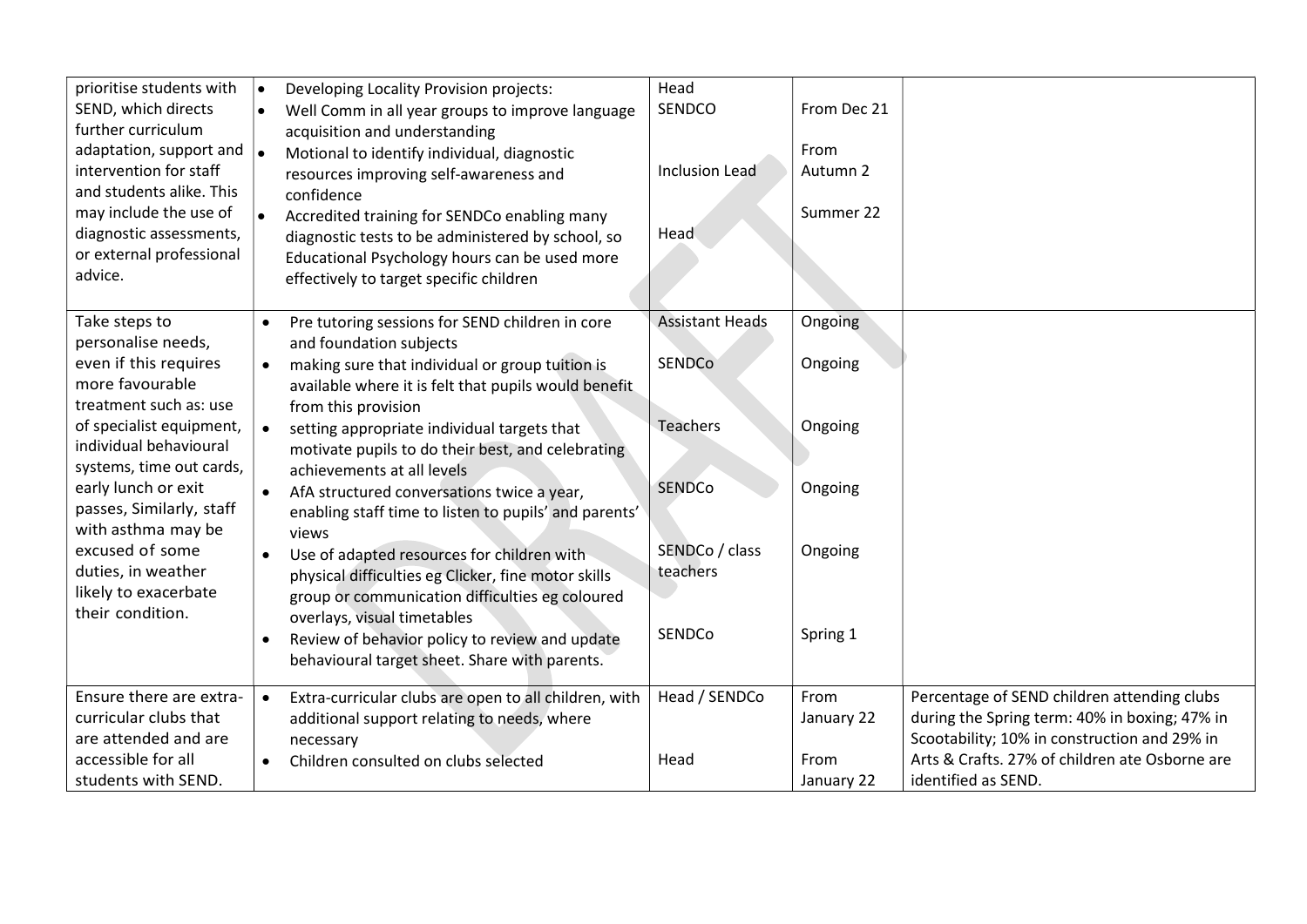| | | | | |
|---|---|---|---|---|
| prioritise students with SEND, which directs further curriculum adaptation, support and intervention for staff and students alike. This may include the use of diagnostic assessments, or external professional advice. | • Developing Locality Provision projects:<br>• Well Comm in all year groups to improve language acquisition and understanding<br>• Motional to identify individual, diagnostic resources improving self-awareness and confidence<br>• Accredited training for SENDCo enabling many diagnostic tests to be administered by school, so Educational Psychology hours can be used more effectively to target specific children | Head<br>SENDCO<br><br>Inclusion Lead<br><br>Head | <br>From Dec 21<br><br>From Autumn 2<br><br>Summer 22 | |
| Take steps to personalise needs, even if this requires more favourable treatment such as: use of specialist equipment, individual behavioural systems, time out cards, early lunch or exit passes, Similarly, staff with asthma may be excused of some duties, in weather likely to exacerbate their condition. | • Pre tutoring sessions for SEND children in core and foundation subjects<br>• making sure that individual or group tuition is available where it is felt that pupils would benefit from this provision<br>• setting appropriate individual targets that motivate pupils to do their best, and celebrating achievements at all levels<br>• AfA structured conversations twice a year, enabling staff time to listen to pupils' and parents' views<br>• Use of adapted resources for children with physical difficulties eg Clicker, fine motor skills group or communication difficulties eg coloured overlays, visual timetables<br>• Review of behavior policy to review and update behavioural target sheet. Share with parents. | Assistant Heads<br><br>SENDCo<br><br>Teachers<br><br>SENDCo<br><br>SENDCo / class teachers<br><br>SENDCo | Ongoing<br><br>Ongoing<br><br>Ongoing<br><br>Ongoing<br><br>Ongoing<br><br>Spring 1 | |
| Ensure there are extra-curricular clubs that are attended and are accessible for all students with SEND. | • Extra-curricular clubs are open to all children, with additional support relating to needs, where necessary<br>• Children consulted on clubs selected | Head / SENDCo<br><br>Head | From January 22<br>From January 22 | Percentage of SEND children attending clubs during the Spring term: 40% in boxing; 47% in Scootability; 10% in construction and 29% in Arts & Crafts. 27% of children ate Osborne are identified as SEND. |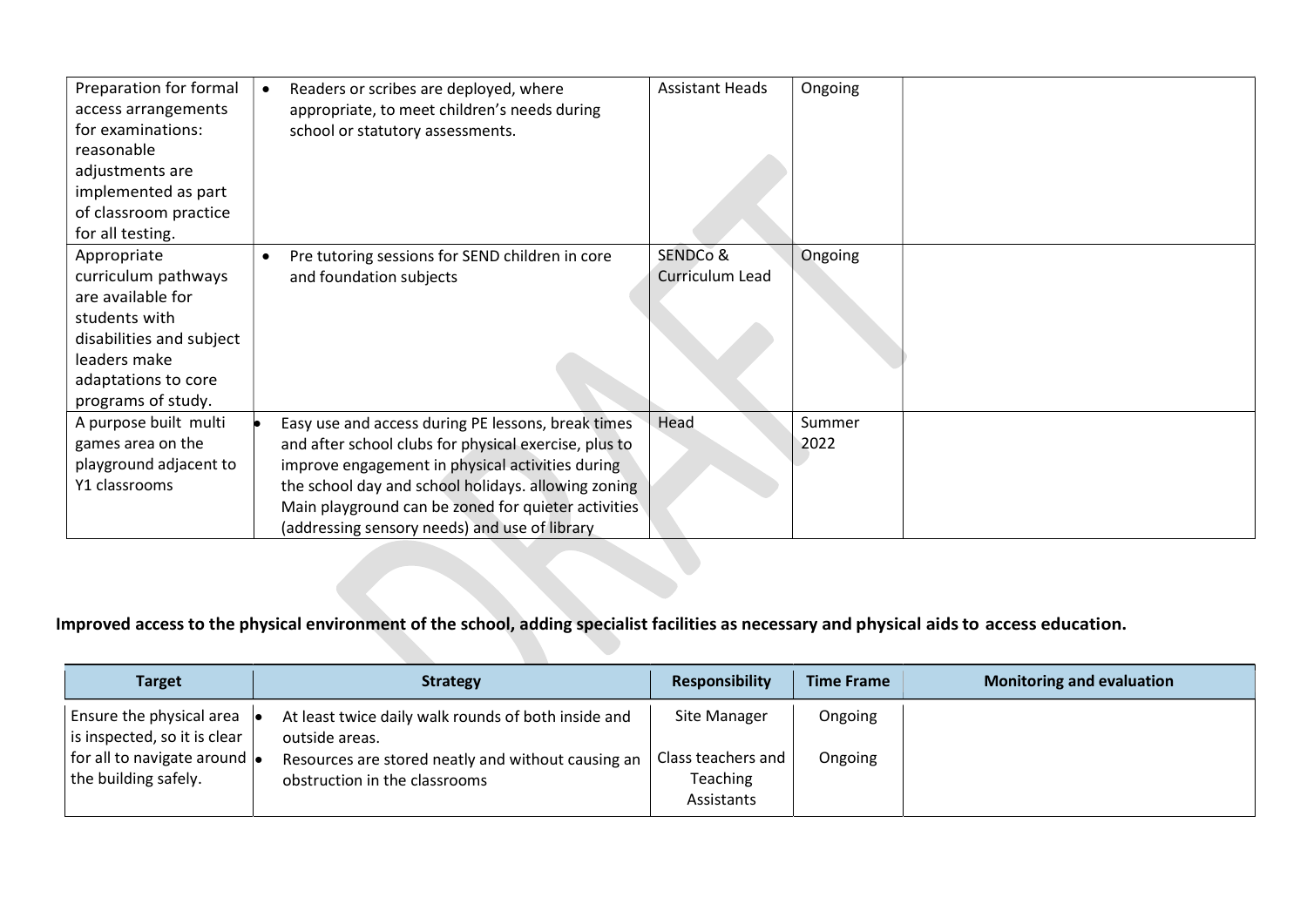| | | | | |
|---|---|---|---|---|
| Preparation for formal access arrangements for examinations: reasonable adjustments are implemented as part of classroom practice for all testing. | • Readers or scribes are deployed, where appropriate, to meet children's needs during school or statutory assessments. | Assistant Heads | Ongoing | |
| Appropriate curriculum pathways are available for students with disabilities and subject leaders make adaptations to core programs of study. | • Pre tutoring sessions for SEND children in core and foundation subjects | SENDCo & Curriculum Lead | Ongoing | |
| A purpose built multi games area on the playground adjacent to Y1 classrooms | • Easy use and access during PE lessons, break times and after school clubs for physical exercise, plus to improve engagement in physical activities during the school day and school holidays. allowing zoning Main playground can be zoned for quieter activities (addressing sensory needs) and use of library | Head | Summer 2022 | |

**Improved access to the physical environment of the school, adding specialist facilities as necessary and physical aids to access education.**

| Target | Strategy | Responsibility | Time Frame | Monitoring and evaluation |
|---|---|---|---|---|
| Ensure the physical area is inspected, so it is clear for all to navigate around the building safely. | • At least twice daily walk rounds of both inside and outside areas.<br>• Resources are stored neatly and without causing an obstruction in the classrooms | Site Manager<br><br>Class teachers and Teaching Assistants | Ongoing<br><br>Ongoing | |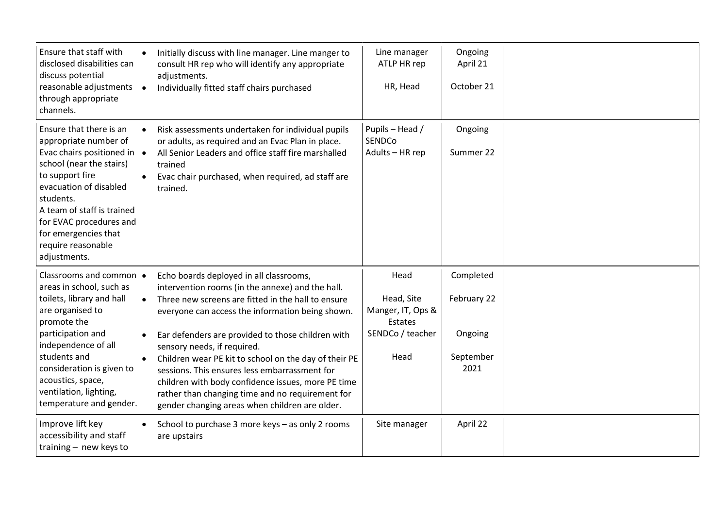| | | | | |
|---|---|---|---|---|
| Ensure that staff with disclosed disabilities can discuss potential reasonable adjustments through appropriate channels. | • Initially discuss with line manager. Line manger to consult HR rep who will identify any appropriate adjustments.<br>• Individually fitted staff chairs purchased | Line manager<br>ATLP HR rep<br><br>HR, Head | Ongoing<br>April 21<br><br>October 21 | |
| Ensure that there is an appropriate number of Evac chairs positioned in school (near the stairs) to support fire evacuation of disabled students.<br>A team of staff is trained for EVAC procedures and for emergencies that require reasonable adjustments. | • Risk assessments undertaken for individual pupils or adults, as required and an Evac Plan in place.<br>• All Senior Leaders and office staff fire marshalled trained<br>• Evac chair purchased, when required, ad staff are trained. | Pupils – Head / SENDCo<br>Adults – HR rep | Ongoing<br><br>Summer 22 | |
| Classrooms and common areas in school, such as toilets, library and hall are organised to promote the participation and independence of all students and consideration is given to acoustics, space, ventilation, lighting, temperature and gender. | • Echo boards deployed in all classrooms, intervention rooms (in the annexe) and the hall.<br>• Three new screens are fitted in the hall to ensure everyone can access the information being shown.<br><br>• Ear defenders are provided to those children with sensory needs, if required.<br>• Children wear PE kit to school on the day of their PE sessions. This ensures less embarrassment for children with body confidence issues, more PE time rather than changing time and no requirement for gender changing areas when children are older. | Head<br><br>Head, Site Manger, IT, Ops & Estates<br>SENDCo / teacher<br><br>Head | Completed<br><br>February 22<br><br>Ongoing<br><br>September 2021 | |
| Improve lift key accessibility and staff training – new keys to | • School to purchase 3 more keys – as only 2 rooms are upstairs | Site manager | April 22 | |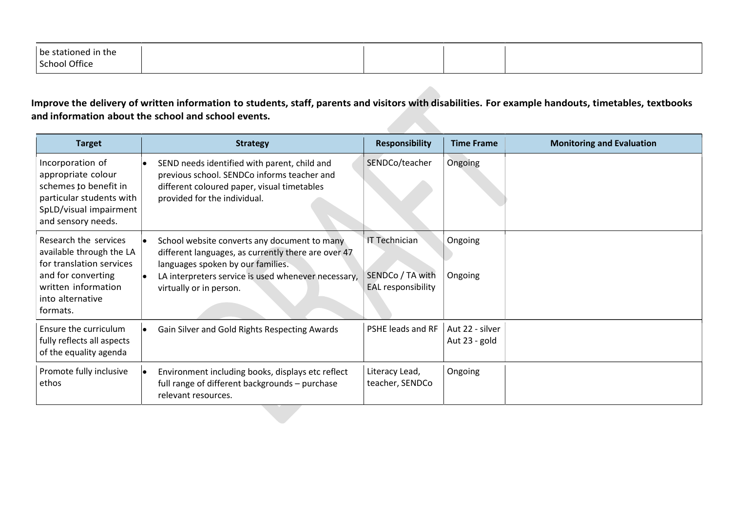| | | | | |
|---|---|---|---|---|
| be stationed in the School Office | | | | |

**Improve the delivery of written information to students, staff, parents and visitors with disabilities. For example handouts, timetables, textbooks and information about the school and school events.**

| Target | Strategy | Responsibility | Time Frame | Monitoring and Evaluation |
|---|---|---|---|---|
| Incorporation of appropriate colour schemes to benefit in particular students with SpLD/visual impairment and sensory needs. | • SEND needs identified with parent, child and previous school. SENDCo informs teacher and different coloured paper, visual timetables provided for the individual. | SENDCo/teacher | Ongoing | |
| Research the services available through the LA for translation services and for converting written information into alternative formats. | • School website converts any document to many different languages, as currently there are over 47 languages spoken by our families.<br>• LA interpreters service is used whenever necessary, virtually or in person. | IT Technician<br><br>SENDCo / TA with EAL responsibility | Ongoing<br><br>Ongoing | |
| Ensure the curriculum fully reflects all aspects of the equality agenda | • Gain Silver and Gold Rights Respecting Awards | PSHE leads and RF | Aut 22 - silver<br>Aut 23 - gold | |
| Promote fully inclusive ethos | • Environment including books, displays etc reflect full range of different backgrounds – purchase relevant resources. | Literacy Lead, teacher, SENDCo | Ongoing | |